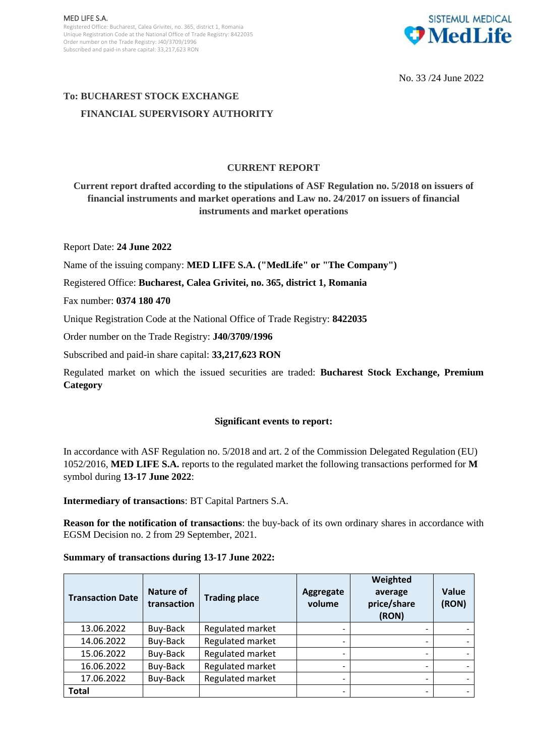MED LIFE S.A.
Registered Office: Bucharest, Calea Grivitei, no. 365, district 1, Romania
Unique Registration Code at the National Office of Trade Registry: 8422035
Order number on the Trade Registry: J40/3709/1996
Subscribed and paid-in share capital: 33,217,623 RON

SISTEMUL MEDICAL MedLife

No. 33 /24 June 2022

**To: BUCHAREST STOCK EXCHANGE**

**FINANCIAL SUPERVISORY AUTHORITY**

## CURRENT REPORT

**Current report drafted according to the stipulations of ASF Regulation no. 5/2018 on issuers of financial instruments and market operations and Law no. 24/2017 on issuers of financial instruments and market operations**

Report Date: **24 June 2022**

Name of the issuing company: **MED LIFE S.A. ("MedLife" or "The Company")**

Registered Office: **Bucharest, Calea Grivitei, no. 365, district 1, Romania**

Fax number: **0374 180 470**

Unique Registration Code at the National Office of Trade Registry: **8422035**

Order number on the Trade Registry: **J40/3709/1996**

Subscribed and paid-in share capital: **33,217,623 RON**

Regulated market on which the issued securities are traded: **Bucharest Stock Exchange, Premium Category**

**Significant events to report:**

In accordance with ASF Regulation no. 5/2018 and art. 2 of the Commission Delegated Regulation (EU) 1052/2016, **MED LIFE S.A.** reports to the regulated market the following transactions performed for **M** symbol during **13-17 June 2022**:

**Intermediary of transactions**: BT Capital Partners S.A.

**Reason for the notification of transactions**: the buy-back of its own ordinary shares in accordance with EGSM Decision no. 2 from 29 September, 2021.

**Summary of transactions during 13-17 June 2022:**

| Transaction Date | Nature of transaction | Trading place | Aggregate volume | Weighted average price/share (RON) | Value (RON) |
|---|---|---|---|---|---|
| 13.06.2022 | Buy-Back | Regulated market | - | - | - |
| 14.06.2022 | Buy-Back | Regulated market | - | - | - |
| 15.06.2022 | Buy-Back | Regulated market | - | - | - |
| 16.06.2022 | Buy-Back | Regulated market | - | - | - |
| 17.06.2022 | Buy-Back | Regulated market | - | - | - |
| **Total** | | | - | - | - |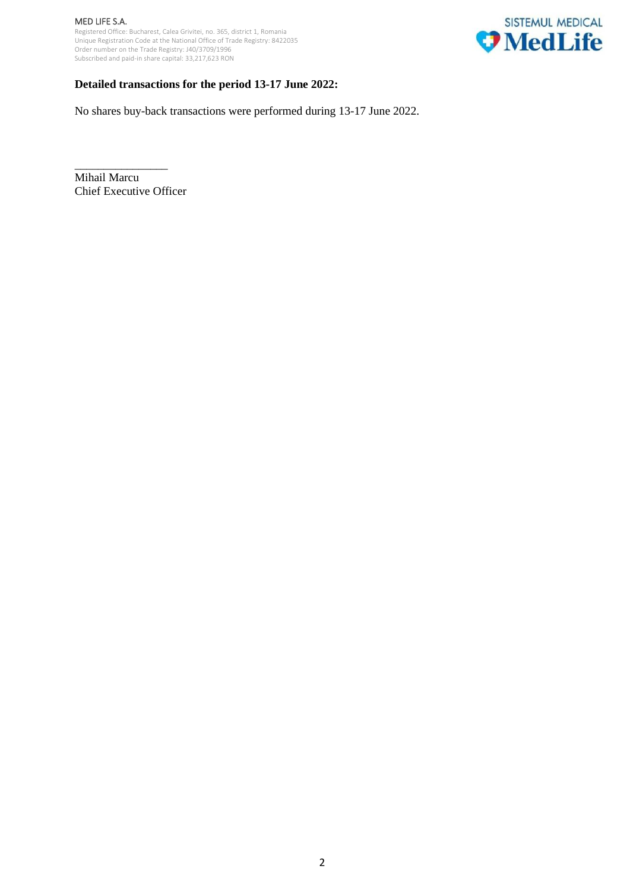**Detailed transactions for the period 13-17 June 2022:**

No shares buy-back transactions were performed during 13-17 June 2022.

\_\_\_\_\_\_\_\_\_\_\_\_\_\_\_\_

Mihail Marcu
Chief Executive Officer